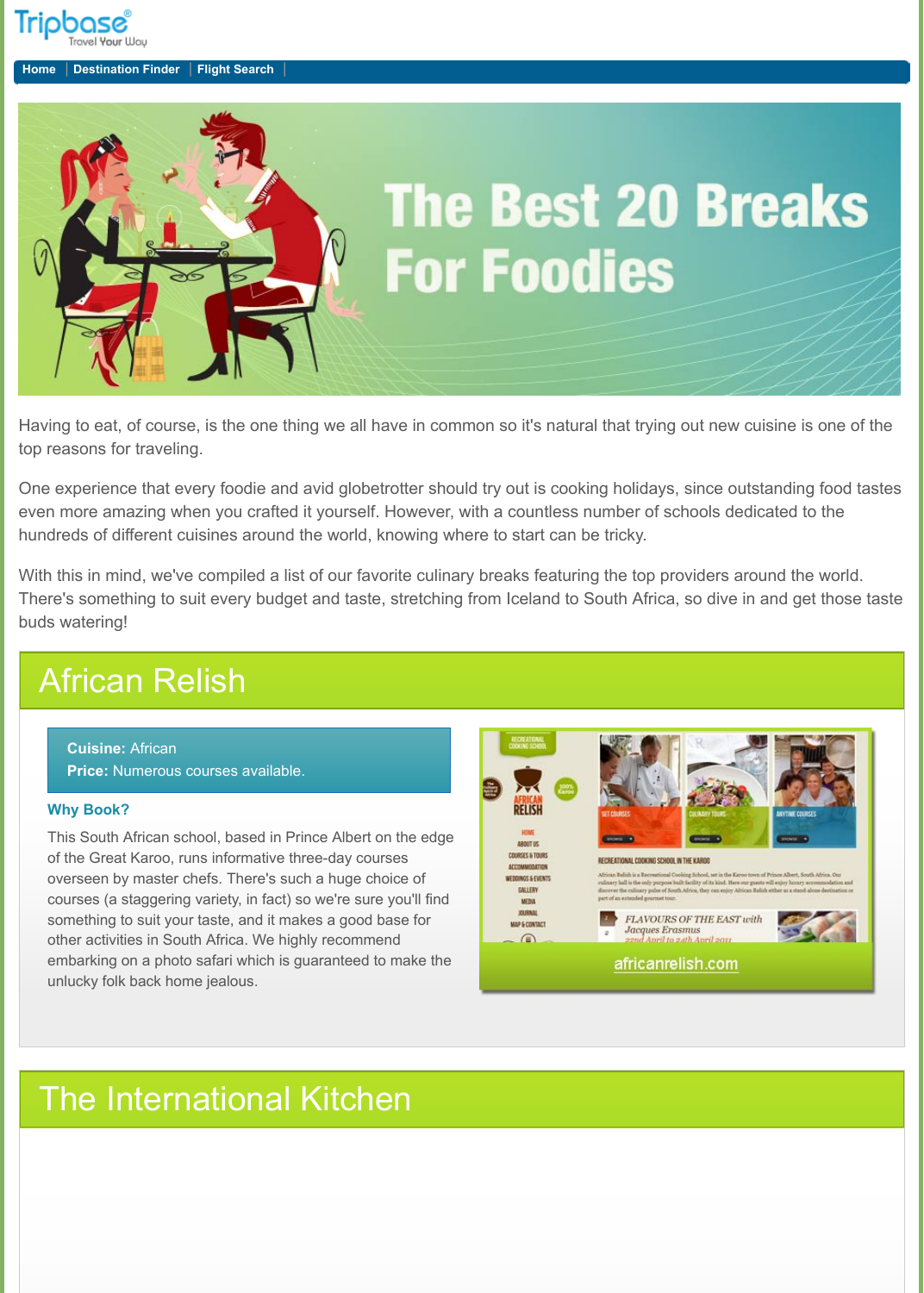Tripbase® Travel Your Way

Home | Destination Finder | Flight Search

# The Best 20 Breaks For Foodies

Having to eat, of course, is the one thing we all have in common so it's natural that trying out new cuisine is one of the top reasons for traveling.

One experience that every foodie and avid globetrotter should try out is cooking holidays, since outstanding food tastes even more amazing when you crafted it yourself. However, with a countless number of schools dedicated to the hundreds of different cuisines around the world, knowing where to start can be tricky.

With this in mind, we've compiled a list of our favorite culinary breaks featuring the top providers around the world. There's something to suit every budget and taste, stretching from Iceland to South Africa, so dive in and get those taste buds watering!

## African Relish

**Cuisine:** African
**Price:** Numerous courses available.

### Why Book?

This South African school, based in Prince Albert on the edge of the Great Karoo, runs informative three-day courses overseen by master chefs. There's such a huge choice of courses (a staggering variety, in fact) so we're sure you'll find something to suit your taste, and it makes a good base for other activities in South Africa. We highly recommend embarking on a photo safari which is guaranteed to make the unlucky folk back home jealous.

africanrelish.com

## The International Kitchen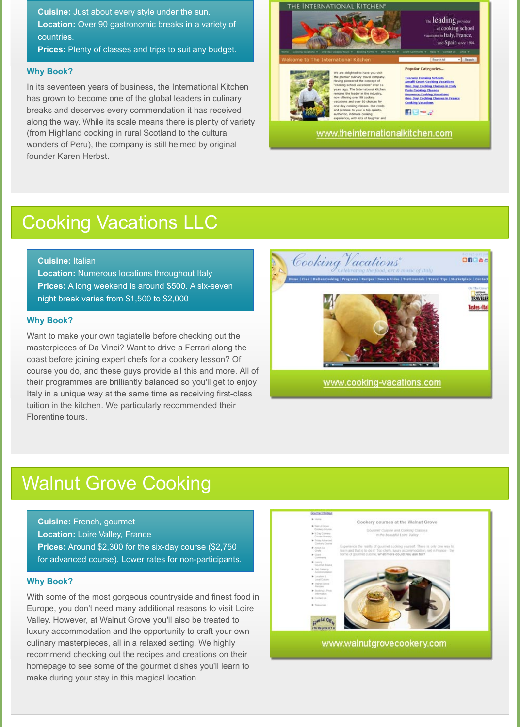**Cuisine:** Just about every style under the sun.
**Location:** Over 90 gastronomic breaks in a variety of countries.
**Prices:** Plenty of classes and trips to suit any budget.

### Why Book?

In its seventeen years of business, the International Kitchen has grown to become one of the global leaders in culinary breaks and deserves every commendation it has received along the way. While its scale means there is plenty of variety (from Highland cooking in rural Scotland to the cultural wonders of Peru), the company is still helmed by original founder Karen Herbst.

www.theinternationalkitchen.com

## Cooking Vacations LLC

**Cuisine:** Italian
**Location:** Numerous locations throughout Italy
**Prices:** A long weekend is around $500. A six-seven night break varies from $1,500 to $2,000

### Why Book?

Want to make your own tagiatelle before checking out the masterpieces of Da Vinci? Want to drive a Ferrari along the coast before joining expert chefs for a cookery lesson? Of course you do, and these guys provide all this and more. All of their programmes are brilliantly balanced so you'll get to enjoy Italy in a unique way at the same time as receiving first-class tuition in the kitchen. We particularly recommended their Florentine tours.

www.cooking-vacations.com

## Walnut Grove Cooking

**Cuisine:** French, gourmet
**Location:** Loire Valley, France
**Prices:** Around $2,300 for the six-day course ($2,750 for advanced course). Lower rates for non-participants.

### Why Book?

With some of the most gorgeous countryside and finest food in Europe, you don't need many additional reasons to visit Loire Valley. However, at Walnut Grove you'll also be treated to luxury accommodation and the opportunity to craft your own culinary masterpieces, all in a relaxed setting. We highly recommend checking out the recipes and creations on their homepage to see some of the gourmet dishes you'll learn to make during your stay in this magical location.

www.walnutgrovecookery.com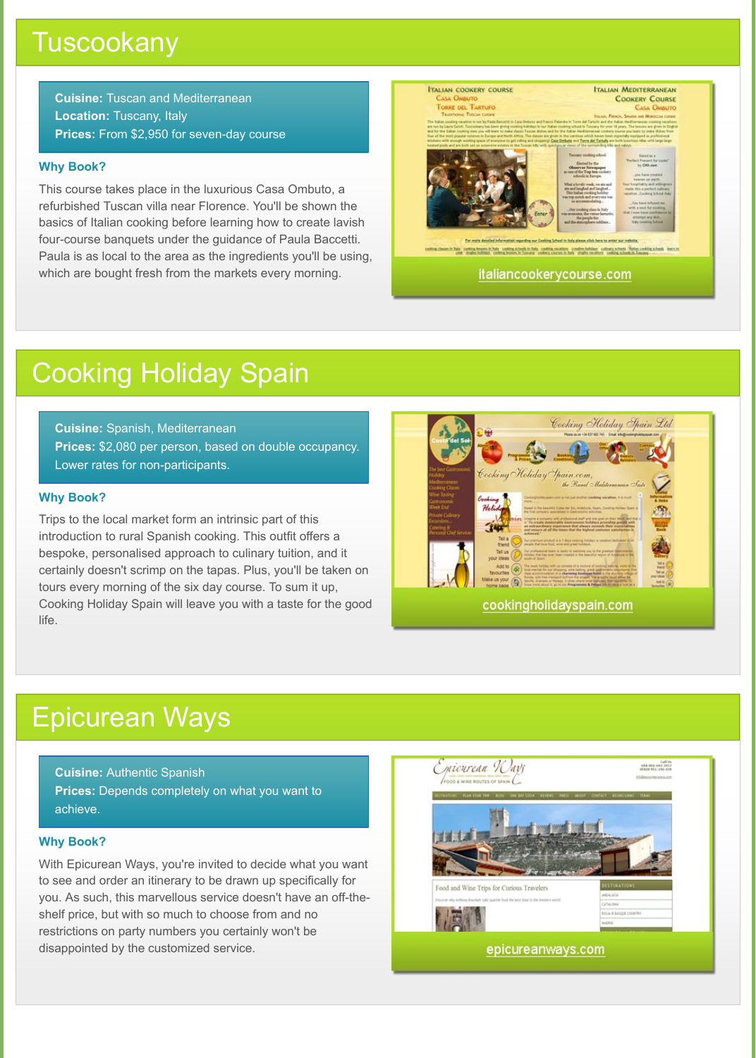## Tuscookany

**Cuisine:** Tuscan and Mediterranean
**Location:** Tuscany, Italy
**Prices:** From $2,950 for seven-day course

### Why Book?

This course takes place in the luxurious Casa Ombuto, a refurbished Tuscan villa near Florence. You'll be shown the basics of Italian cooking before learning how to create lavish four-course banquets under the guidance of Paula Baccetti. Paula is as local to the area as the ingredients you'll be using, which are bought fresh from the markets every morning.

italiancookerycourse.com

## Cooking Holiday Spain

**Cuisine:** Spanish, Mediterranean
**Prices:** $2,080 per person, based on double occupancy. Lower rates for non-participants.

### Why Book?

Trips to the local market form an intrinsic part of this introduction to rural Spanish cooking. This outfit offers a bespoke, personalised approach to culinary tuition, and it certainly doesn't scrimp on the tapas. Plus, you'll be taken on tours every morning of the six day course. To sum it up, Cooking Holiday Spain will leave you with a taste for the good life.

cookingholidayspain.com

## Epicurean Ways

**Cuisine:** Authentic Spanish
**Prices:** Depends completely on what you want to achieve.

### Why Book?

With Epicurean Ways, you're invited to decide what you want to see and order an itinerary to be drawn up specifically for you. As such, this marvellous service doesn't have an off-the-shelf price, but with so much to choose from and no restrictions on party numbers you certainly won't be disappointed by the customized service.

epicureanways.com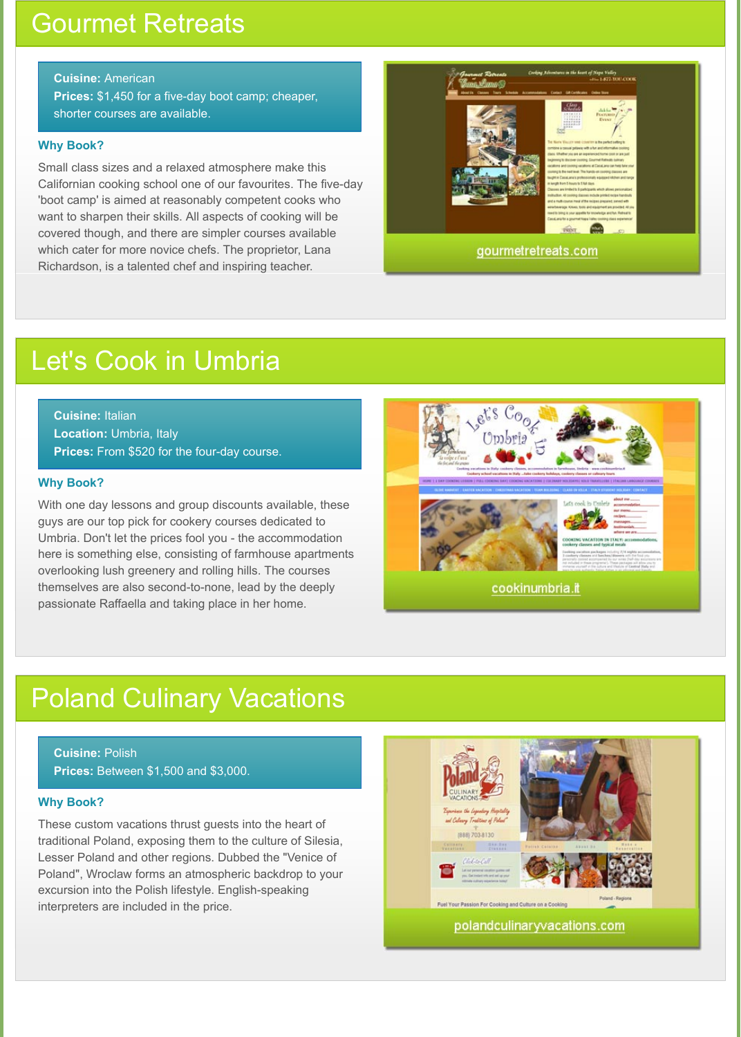## Gourmet Retreats

**Cuisine:** American
**Prices:** $1,450 for a five-day boot camp; cheaper, shorter courses are available.

### Why Book?

Small class sizes and a relaxed atmosphere make this Californian cooking school one of our favourites. The five-day 'boot camp' is aimed at reasonably competent cooks who want to sharpen their skills. All aspects of cooking will be covered though, and there are simpler courses available which cater for more novice chefs. The proprietor, Lana Richardson, is a talented chef and inspiring teacher.

gourmetretreats.com

## Let's Cook in Umbria

**Cuisine:** Italian
**Location:** Umbria, Italy
**Prices:** From $520 for the four-day course.

### Why Book?

With one day lessons and group discounts available, these guys are our top pick for cookery courses dedicated to Umbria. Don't let the prices fool you - the accommodation here is something else, consisting of farmhouse apartments overlooking lush greenery and rolling hills. The courses themselves are also second-to-none, lead by the deeply passionate Raffaella and taking place in her home.

cookinumbria.it

## Poland Culinary Vacations

**Cuisine:** Polish
**Prices:** Between $1,500 and $3,000.

### Why Book?

These custom vacations thrust guests into the heart of traditional Poland, exposing them to the culture of Silesia, Lesser Poland and other regions. Dubbed the "Venice of Poland", Wroclaw forms an atmospheric backdrop to your excursion into the Polish lifestyle. English-speaking interpreters are included in the price.

polandculinaryvacations.com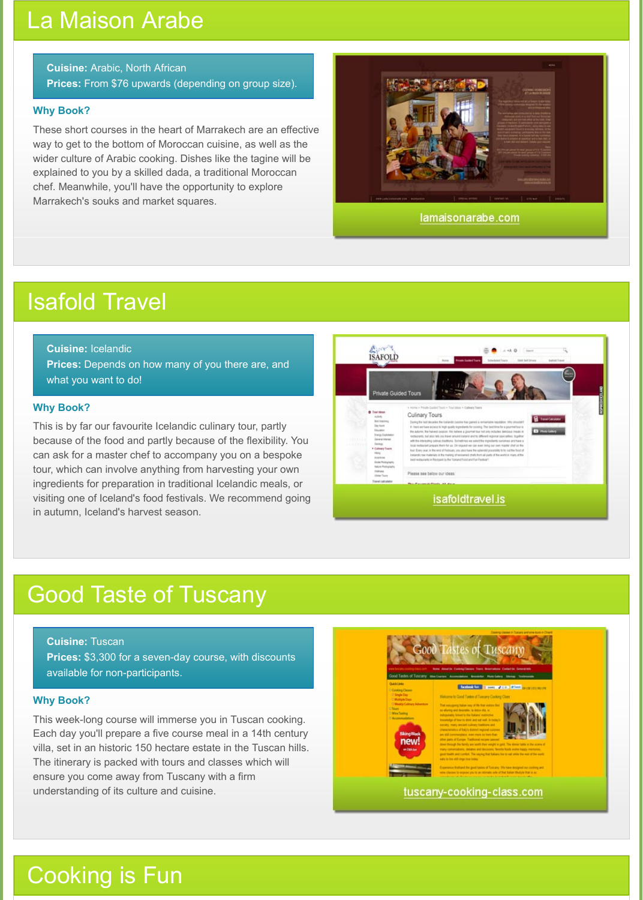## La Maison Arabe

**Cuisine:** Arabic, North African
**Prices:** From $76 upwards (depending on group size).

### Why Book?

These short courses in the heart of Marrakech are an effective way to get to the bottom of Moroccan cuisine, as well as the wider culture of Arabic cooking. Dishes like the tagine will be explained to you by a skilled dada, a traditional Moroccan chef. Meanwhile, you'll have the opportunity to explore Marrakech's souks and market squares.

lamaisonarabe.com

## Isafold Travel

**Cuisine:** Icelandic
**Prices:** Depends on how many of you there are, and what you want to do!

### Why Book?

This is by far our favourite Icelandic culinary tour, partly because of the food and partly because of the flexibility. You can ask for a master chef to accompany you on a bespoke tour, which can involve anything from harvesting your own ingredients for preparation in traditional Icelandic meals, or visiting one of Iceland's food festivals. We recommend going in autumn, Iceland's harvest season.

isafoldtravel.is

## Good Taste of Tuscany

**Cuisine:** Tuscan
**Prices:** $3,300 for a seven-day course, with discounts available for non-participants.

### Why Book?

This week-long course will immerse you in Tuscan cooking. Each day you'll prepare a five course meal in a 14th century villa, set in an historic 150 hectare estate in the Tuscan hills. The itinerary is packed with tours and classes which will ensure you come away from Tuscany with a firm understanding of its culture and cuisine.

tuscany-cooking-class.com

## Cooking is Fun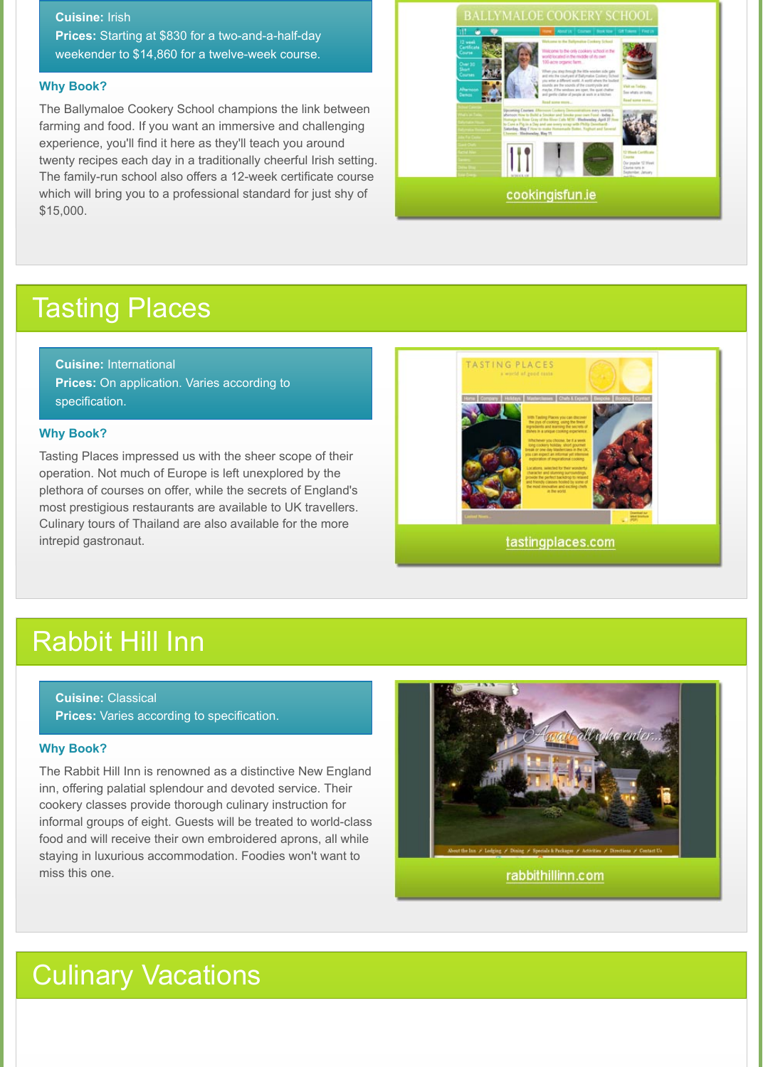**Cuisine:** Irish
**Prices:** Starting at $830 for a two-and-a-half-day weekender to $14,860 for a twelve-week course.

### Why Book?

The Ballymaloe Cookery School champions the link between farming and food. If you want an immersive and challenging experience, you'll find it here as they'll teach you around twenty recipes each day in a traditionally cheerful Irish setting. The family-run school also offers a 12-week certificate course which will bring you to a professional standard for just shy of $15,000.

cookingisfun.ie

## Tasting Places

**Cuisine:** International
**Prices:** On application. Varies according to specification.

### Why Book?

Tasting Places impressed us with the sheer scope of their operation. Not much of Europe is left unexplored by the plethora of courses on offer, while the secrets of England's most prestigious restaurants are available to UK travellers. Culinary tours of Thailand are also available for the more intrepid gastronaut.

tastingplaces.com

## Rabbit Hill Inn

**Cuisine:** Classical
**Prices:** Varies according to specification.

### Why Book?

The Rabbit Hill Inn is renowned as a distinctive New England inn, offering palatial splendour and devoted service. Their cookery classes provide thorough culinary instruction for informal groups of eight. Guests will be treated to world-class food and will receive their own embroidered aprons, all while staying in luxurious accommodation. Foodies won't want to miss this one.

rabbithillinn.com

## Culinary Vacations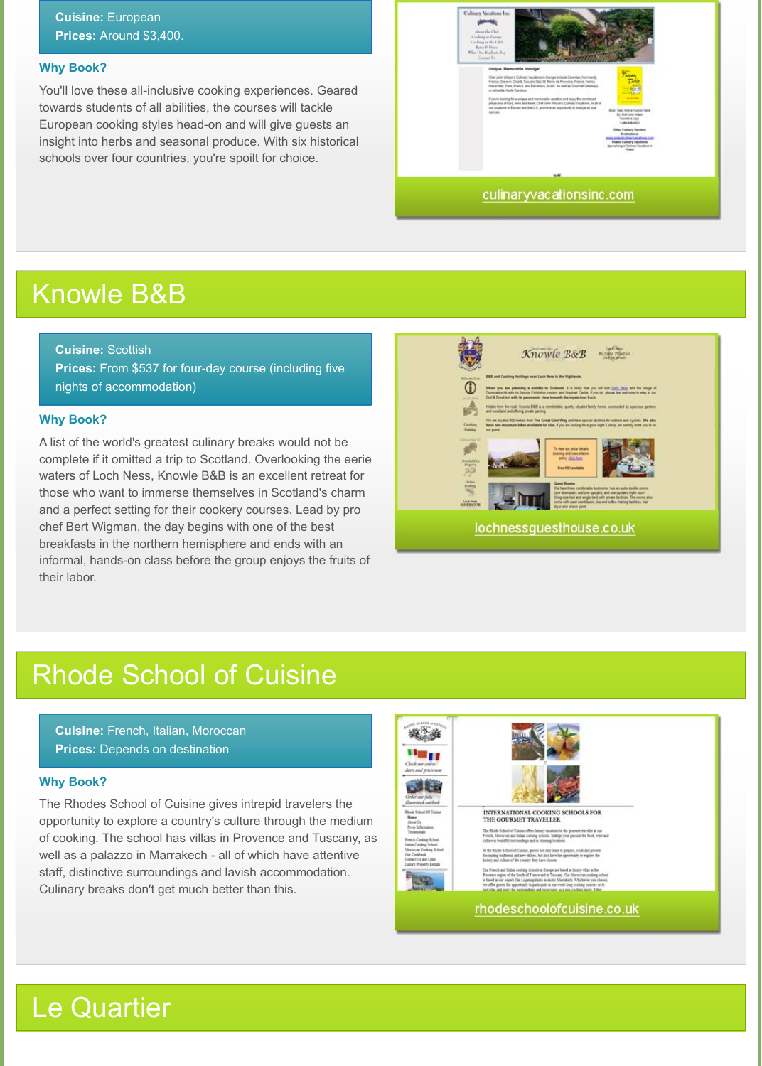**Cuisine:** European
**Prices:** Around $3,400.

### Why Book?

You'll love these all-inclusive cooking experiences. Geared towards students of all abilities, the courses will tackle European cooking styles head-on and will give guests an insight into herbs and seasonal produce. With six historical schools over four countries, you're spoilt for choice.

culinaryvacationsinc.com

## Knowle B&B

**Cuisine:** Scottish
**Prices:** From $537 for four-day course (including five nights of accommodation)

### Why Book?

A list of the world's greatest culinary breaks would not be complete if it omitted a trip to Scotland. Overlooking the eerie waters of Loch Ness, Knowle B&B is an excellent retreat for those who want to immerse themselves in Scotland's charm and a perfect setting for their cookery courses. Lead by pro chef Bert Wigman, the day begins with one of the best breakfasts in the northern hemisphere and ends with an informal, hands-on class before the group enjoys the fruits of their labor.

lochnessguesthouse.co.uk

## Rhode School of Cuisine

**Cuisine:** French, Italian, Moroccan
**Prices:** Depends on destination

### Why Book?

The Rhodes School of Cuisine gives intrepid travelers the opportunity to explore a country's culture through the medium of cooking. The school has villas in Provence and Tuscany, as well as a palazzo in Marrakech - all of which have attentive staff, distinctive surroundings and lavish accommodation. Culinary breaks don't get much better than this.

rhodeschoolofcuisine.co.uk

## Le Quartier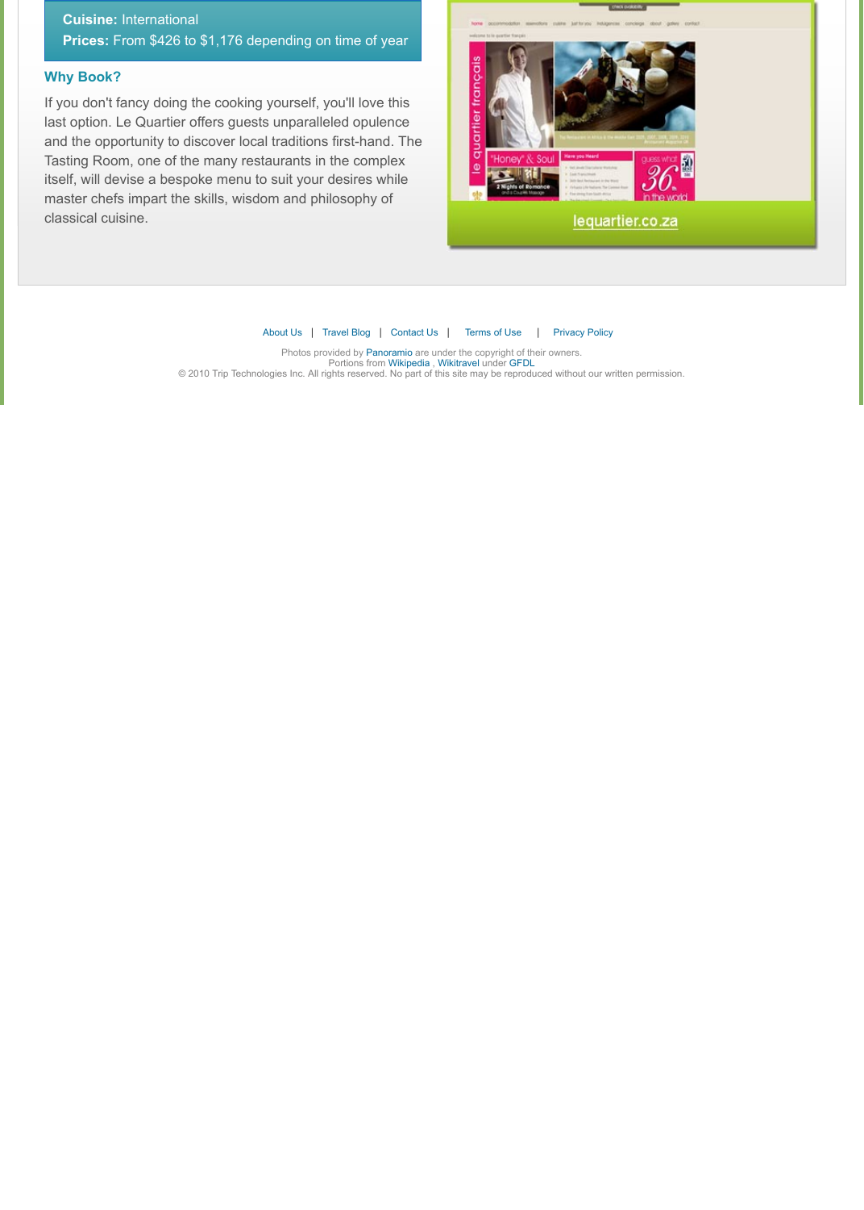**Cuisine:** International

**Prices:** From $426 to $1,176 depending on time of year

### Why Book?

If you don't fancy doing the cooking yourself, you'll love this last option. Le Quartier offers guests unparalleled opulence and the opportunity to discover local traditions first-hand. The Tasting Room, one of the many restaurants in the complex itself, will devise a bespoke menu to suit your desires while master chefs impart the skills, wisdom and philosophy of classical cuisine.

lequartier.co.za

About Us | Travel Blog | Contact Us | Terms of Use | Privacy Policy

Photos provided by Panoramio are under the copyright of their owners.
Portions from Wikipedia , Wikitravel under GFDL
© 2010 Trip Technologies Inc. All rights reserved. No part of this site may be reproduced without our written permission.